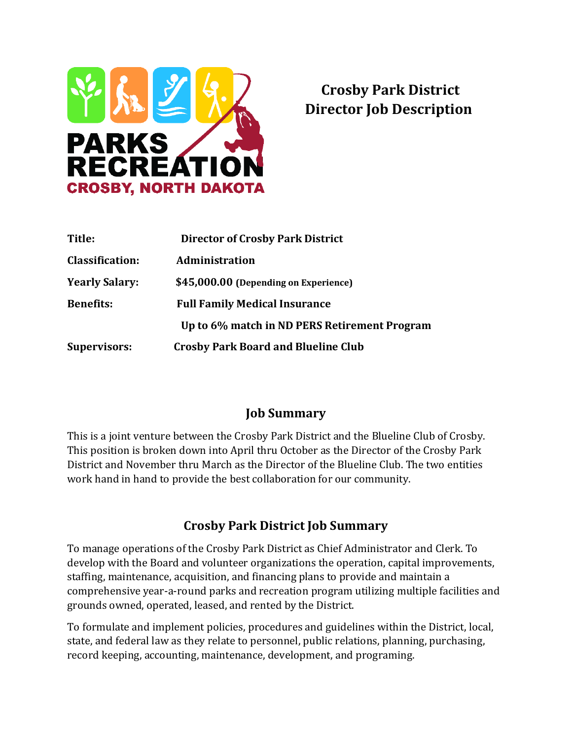# Crosby Park District Director Job Description

| | |
|---|---|
| **Title:** | **Director of Crosby Park District** |
| **Classification:** | **Administration** |
| **Yearly Salary:** | **$45,000.00 (Depending on Experience)** |
| **Benefits:** | **Full Family Medical Insurance** |
| | **Up to 6% match in ND PERS Retirement Program** |
| **Supervisors:** | **Crosby Park Board and Blueline Club** |

## Job Summary

This is a joint venture between the Crosby Park District and the Blueline Club of Crosby. This position is broken down into April thru October as the Director of the Crosby Park District and November thru March as the Director of the Blueline Club. The two entities work hand in hand to provide the best collaboration for our community.

## Crosby Park District Job Summary

To manage operations of the Crosby Park District as Chief Administrator and Clerk. To develop with the Board and volunteer organizations the operation, capital improvements, staffing, maintenance, acquisition, and financing plans to provide and maintain a comprehensive year-a-round parks and recreation program utilizing multiple facilities and grounds owned, operated, leased, and rented by the District.

To formulate and implement policies, procedures and guidelines within the District, local, state, and federal law as they relate to personnel, public relations, planning, purchasing, record keeping, accounting, maintenance, development, and programing.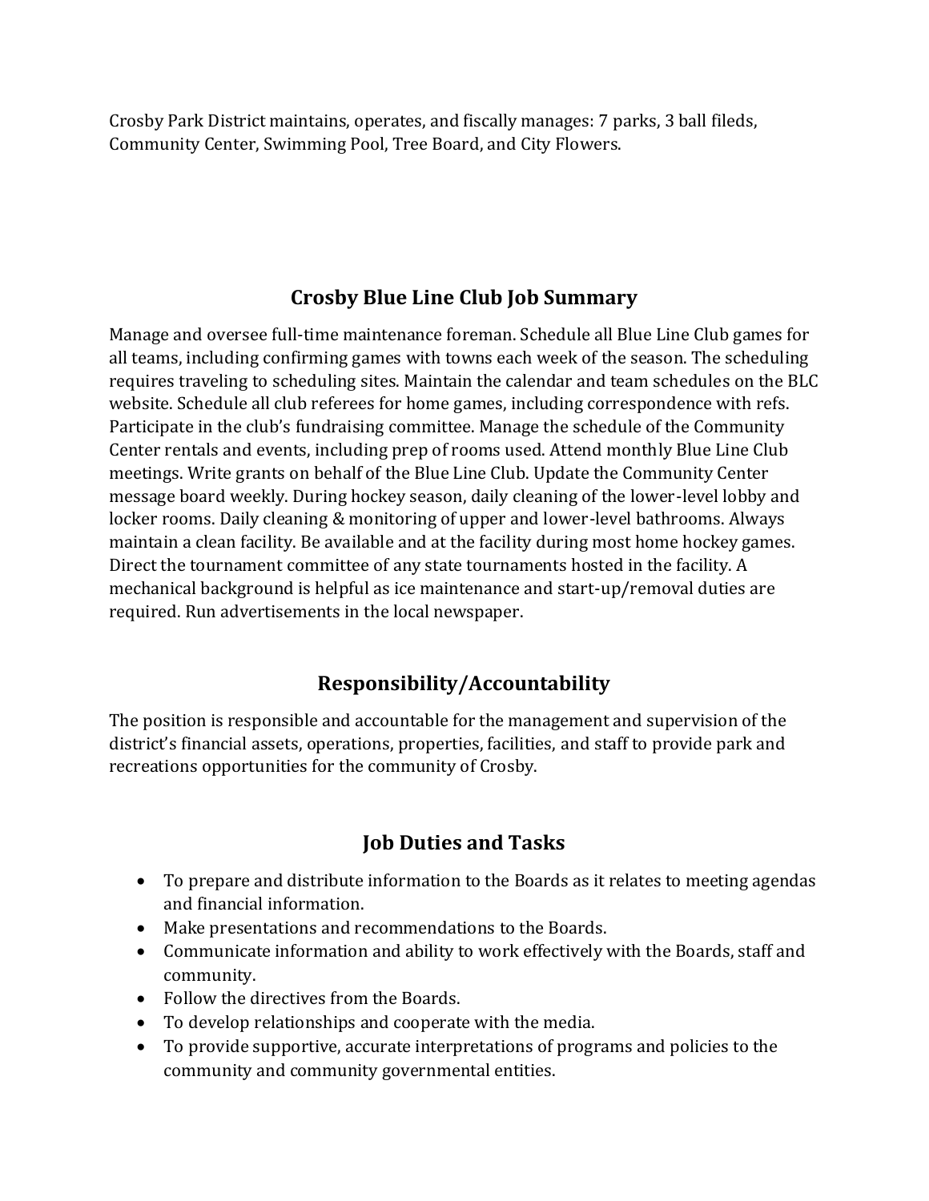Crosby Park District maintains, operates, and fiscally manages: 7 parks, 3 ball fileds, Community Center, Swimming Pool, Tree Board, and City Flowers.

## Crosby Blue Line Club Job Summary

Manage and oversee full-time maintenance foreman. Schedule all Blue Line Club games for all teams, including confirming games with towns each week of the season. The scheduling requires traveling to scheduling sites. Maintain the calendar and team schedules on the BLC website. Schedule all club referees for home games, including correspondence with refs. Participate in the club's fundraising committee. Manage the schedule of the Community Center rentals and events, including prep of rooms used. Attend monthly Blue Line Club meetings. Write grants on behalf of the Blue Line Club. Update the Community Center message board weekly. During hockey season, daily cleaning of the lower-level lobby and locker rooms. Daily cleaning & monitoring of upper and lower-level bathrooms. Always maintain a clean facility. Be available and at the facility during most home hockey games. Direct the tournament committee of any state tournaments hosted in the facility. A mechanical background is helpful as ice maintenance and start-up/removal duties are required. Run advertisements in the local newspaper.

## Responsibility/Accountability

The position is responsible and accountable for the management and supervision of the district's financial assets, operations, properties, facilities, and staff to provide park and recreations opportunities for the community of Crosby.

## Job Duties and Tasks

- To prepare and distribute information to the Boards as it relates to meeting agendas and financial information.
- Make presentations and recommendations to the Boards.
- Communicate information and ability to work effectively with the Boards, staff and community.
- Follow the directives from the Boards.
- To develop relationships and cooperate with the media.
- To provide supportive, accurate interpretations of programs and policies to the community and community governmental entities.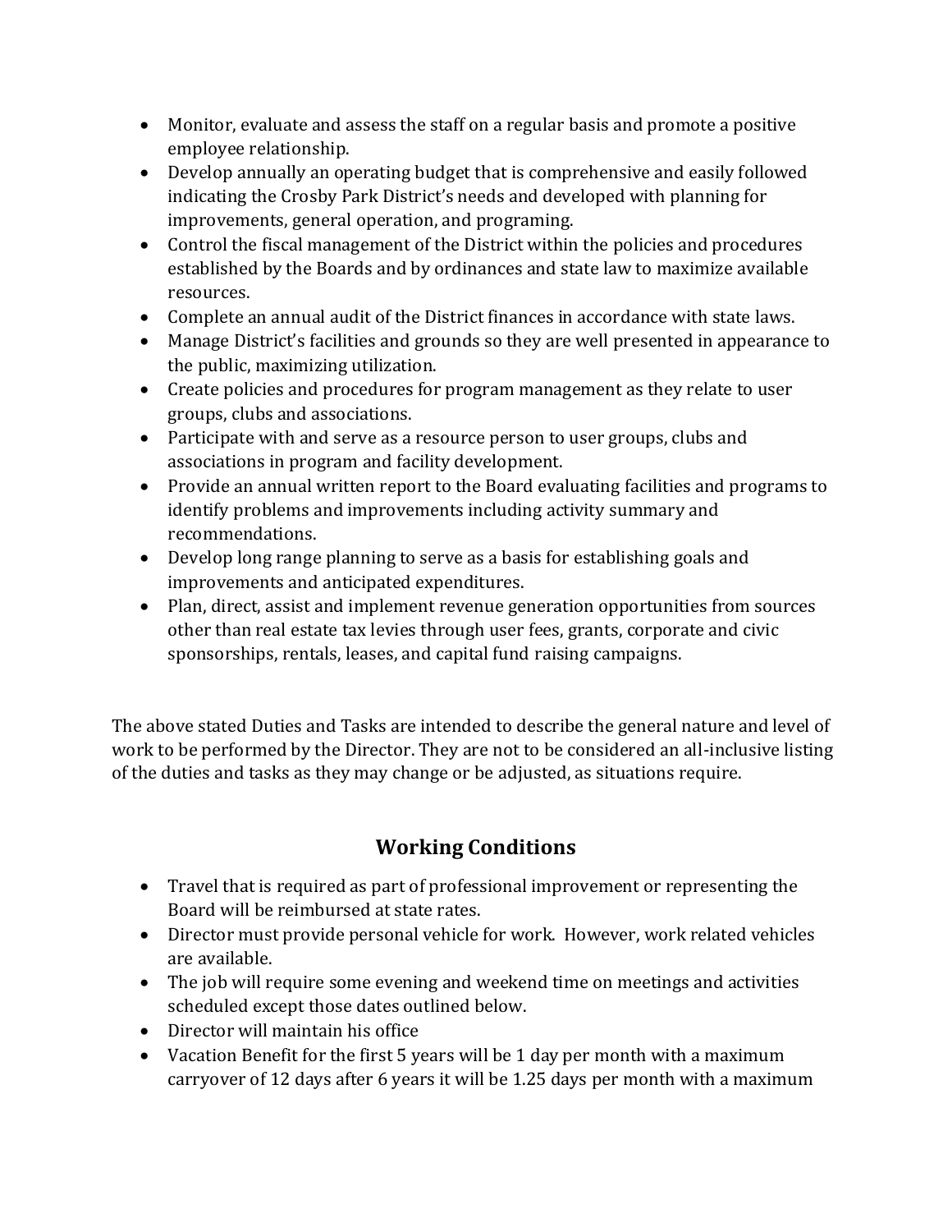- Monitor, evaluate and assess the staff on a regular basis and promote a positive employee relationship.
- Develop annually an operating budget that is comprehensive and easily followed indicating the Crosby Park District's needs and developed with planning for improvements, general operation, and programing.
- Control the fiscal management of the District within the policies and procedures established by the Boards and by ordinances and state law to maximize available resources.
- Complete an annual audit of the District finances in accordance with state laws.
- Manage District's facilities and grounds so they are well presented in appearance to the public, maximizing utilization.
- Create policies and procedures for program management as they relate to user groups, clubs and associations.
- Participate with and serve as a resource person to user groups, clubs and associations in program and facility development.
- Provide an annual written report to the Board evaluating facilities and programs to identify problems and improvements including activity summary and recommendations.
- Develop long range planning to serve as a basis for establishing goals and improvements and anticipated expenditures.
- Plan, direct, assist and implement revenue generation opportunities from sources other than real estate tax levies through user fees, grants, corporate and civic sponsorships, rentals, leases, and capital fund raising campaigns.

The above stated Duties and Tasks are intended to describe the general nature and level of work to be performed by the Director. They are not to be considered an all-inclusive listing of the duties and tasks as they may change or be adjusted, as situations require.

## Working Conditions

- Travel that is required as part of professional improvement or representing the Board will be reimbursed at state rates.
- Director must provide personal vehicle for work. However, work related vehicles are available.
- The job will require some evening and weekend time on meetings and activities scheduled except those dates outlined below.
- Director will maintain his office
- Vacation Benefit for the first 5 years will be 1 day per month with a maximum carryover of 12 days after 6 years it will be 1.25 days per month with a maximum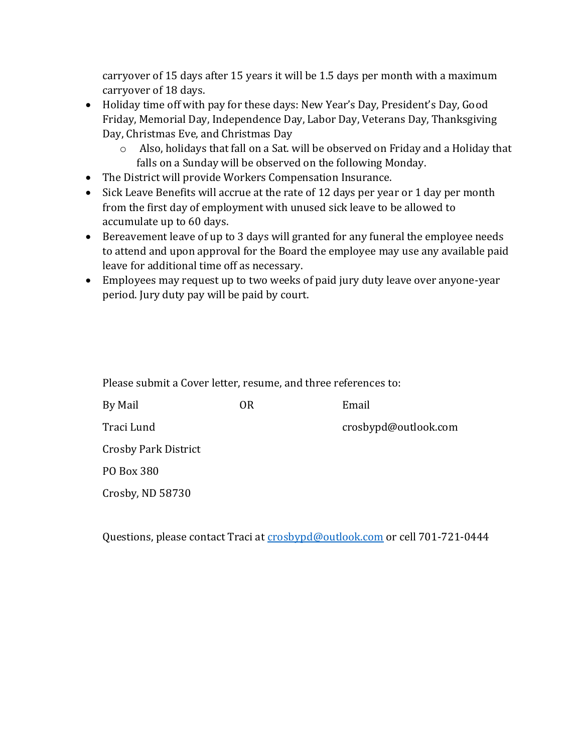carryover of 15 days after 15 years it will be 1.5 days per month with a maximum carryover of 18 days.

- Holiday time off with pay for these days: New Year's Day, President's Day, Good Friday, Memorial Day, Independence Day, Labor Day, Veterans Day, Thanksgiving Day, Christmas Eve, and Christmas Day
  - Also, holidays that fall on a Sat. will be observed on Friday and a Holiday that falls on a Sunday will be observed on the following Monday.
- The District will provide Workers Compensation Insurance.
- Sick Leave Benefits will accrue at the rate of 12 days per year or 1 day per month from the first day of employment with unused sick leave to be allowed to accumulate up to 60 days.
- Bereavement leave of up to 3 days will granted for any funeral the employee needs to attend and upon approval for the Board the employee may use any available paid leave for additional time off as necessary.
- Employees may request up to two weeks of paid jury duty leave over anyone-year period. Jury duty pay will be paid by court.

Please submit a Cover letter, resume, and three references to:

| | | |
|---|---|---|
| By Mail | OR | Email |
| Traci Lund | | crosbypd@outlook.com |
| Crosby Park District | | |
| PO Box 380 | | |
| Crosby, ND 58730 | | |

Questions, please contact Traci at crosbypd@outlook.com or cell 701-721-0444